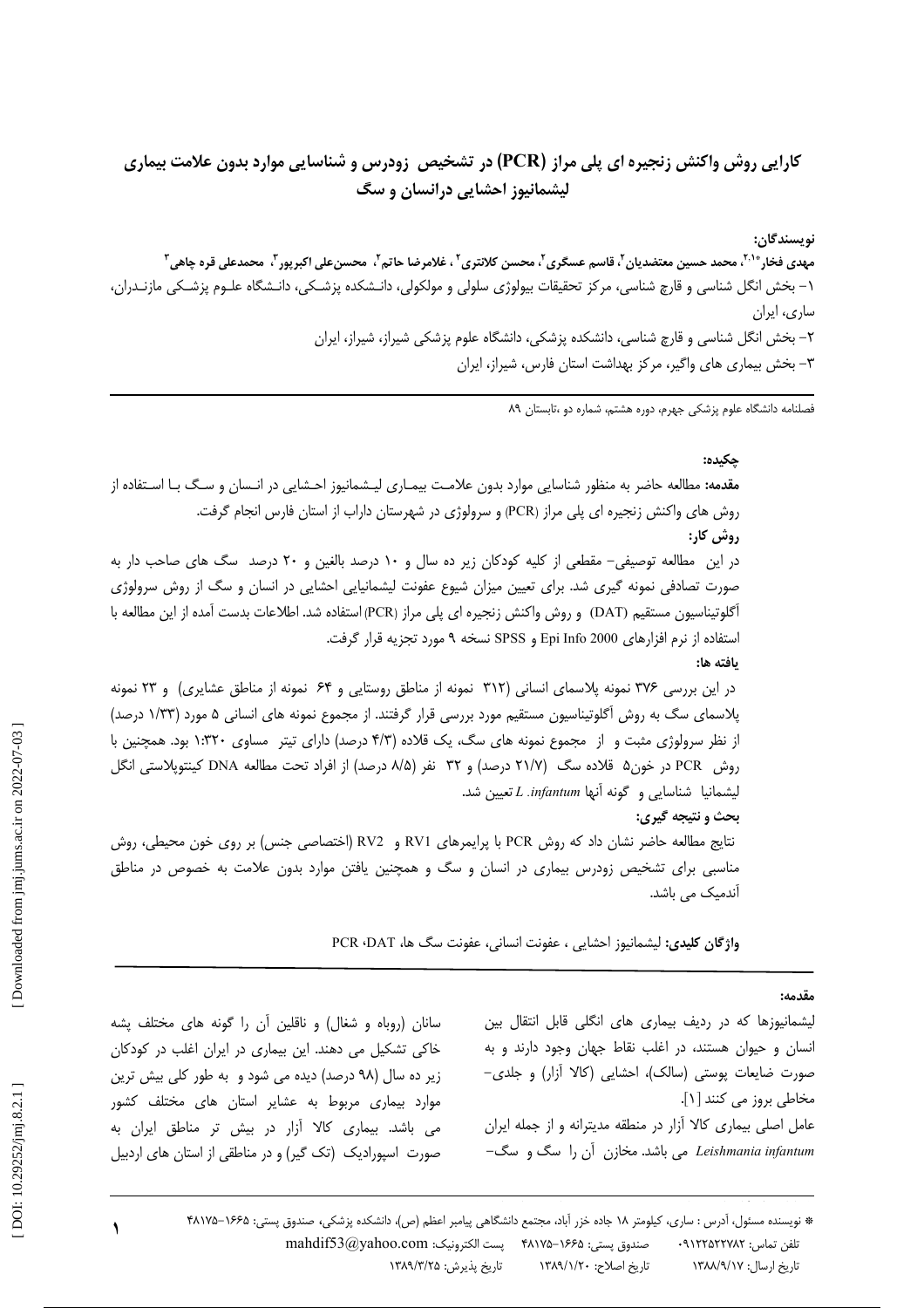# کارایی روش واکنش زنجیره ای پلی مراز (PCR) در تشخیص زودرس و شناسایی موارد بدون علامت بیماری لیشمانیوز احشایی درانسان و سگ

**نویسندگان:**

**مهدی فخار*[1,2]، محمد حسین معتضدیان[2]، قاسم عسگری[2]، محسن کلانتری[2]، غلامرضا حاتم[2]، محسن‌علی اکبرپور[3]، محمدعلی قره چاهی[3]**

۱- بخش انگل شناسی و قارچ شناسی، مرکز تحقیقات بیولوژی سلولی و مولکولی، دانشکده پزشکی، دانشگاه علوم پزشکی مازندران، ساری، ایران

۲- بخش انگل شناسی و قارچ شناسی، دانشکده پزشکی، دانشگاه علوم پزشکی شیراز، شیراز، ایران

۳- بخش بیماری های واگیر، مرکز بهداشت استان فارس، شیراز، ایران

فصلنامه دانشگاه علوم پزشکی جهرم، دوره هشتم، شماره دو ،تابستان ۸۹

## چکیده:

**مقدمه:** مطالعه حاضر به منظور شناسایی موارد بدون علامت بیماری لیشمانیوز احشایی در انسان و سگ با استفاده از روش های واکنش زنجیره ای پلی مراز (PCR) و سرولوژی در شهرستان داراب از استان فارس انجام گرفت.

**روش کار:**

در این مطالعه توصیفی- مقطعی از کلیه کودکان زیر ده سال و ۱۰ درصد بالغین و ۲۰ درصد سگ های صاحب دار به صورت تصادفی نمونه گیری شد. برای تعیین میزان شیوع عفونت لیشمانیایی احشایی در انسان و سگ از روش سرولوژی آگلوتیناسیون مستقیم (DAT) و روش واکنش زنجیره ای پلی مراز (PCR) استفاده شد. اطلاعات بدست آمده از این مطالعه با استفاده از نرم افزارهای Epi Info 2000 و SPSS نسخه ۹ مورد تجزیه قرار گرفت.

**یافته ها:**

در این بررسی ۳۷۶ نمونه پلاسمای انسانی (۳۱۲ نمونه از مناطق روستایی و ۶۴ نمونه از مناطق عشایری) و ۲۳ نمونه پلاسمای سگ به روش آگلوتیناسیون مستقیم مورد بررسی قرار گرفتند. از مجموع نمونه های انسانی ۵ مورد (۱/۳۳ درصد) از نظر سرولوژی مثبت و از مجموع نمونه های سگ، یک قلاده (۴/۳ درصد) دارای تیتر مساوی ۱:۳۲۰ بود. همچنین با روش PCR در خون۵ قلاده سگ (۲۱/۷ درصد) و ۳۲ نفر (۸/۵ درصد) از افراد تحت مطالعه DNA کینتوپلاستی انگل لیشمانیا شناسایی و گونه آنها *L. infantum* تعیین شد.

**بحث و نتیجه گیری:**

نتایج مطالعه حاضر نشان داد که روش PCR با پرایمرهای RV1 و RV2 (اختصاصی جنس) بر روی خون محیطی، روش مناسبی برای تشخیص زودرس بیماری در انسان و سگ و همچنین یافتن موارد بدون علامت به خصوص در مناطق آندمیک می باشد.

**واژگان کلیدی:** لیشمانیوز احشایی ، عفونت انسانی، عفونت سگ ها، DAT، PCR

## مقدمه:

لیشمانیوزها که در ردیف بیماری های انگلی قابل انتقال بین انسان و حیوان هستند، در اغلب نقاط جهان وجود دارند و به صورت ضایعات پوستی (سالک)، احشایی (کالا آزار) و جلدی-مخاطی بروز می کنند [1].

عامل اصلی بیماری کالا آزار در منطقه مدیترانه و از جمله ایران *Leishmania infantum* می باشد. مخازن آن را سگ و سگ‌سانان (روباه و شغال) و ناقلین آن را گونه های مختلف پشه خاکی تشکیل می دهند. این بیماری در ایران اغلب در کودکان زیر ده سال (۹۸ درصد) دیده می شود و به طور کلی بیش ترین موارد بیماری مربوط به عشایر استان های مختلف کشور می باشد. بیماری کالا آزار در بیش تر مناطق ایران به صورت اسپورادیک (تک گیر) و در مناطقی از استان های اردبیل

\* نویسنده مسئول، آدرس : ساری، کیلومتر ۱۸ جاده خزر آباد، مجتمع دانشگاهی پیامبر اعظم (ص)، دانشکده پزشکی، صندوق پستی: ۱۶۶۵-۴۸۱۷۵

تلفن تماس: ۰۹۱۲۲۵۲۲۷۸۲ صندوق پستی: ۱۶۶۵-۴۸۱۷۵ پست الکترونیک: mahdif53@yahoo.com

تاریخ ارسال: ۱۳۸۸/۹/۱۷ تاریخ اصلاح: ۱۳۸۹/۱/۲۰ تاریخ پذیرش: ۱۳۸۹/۳/۲۵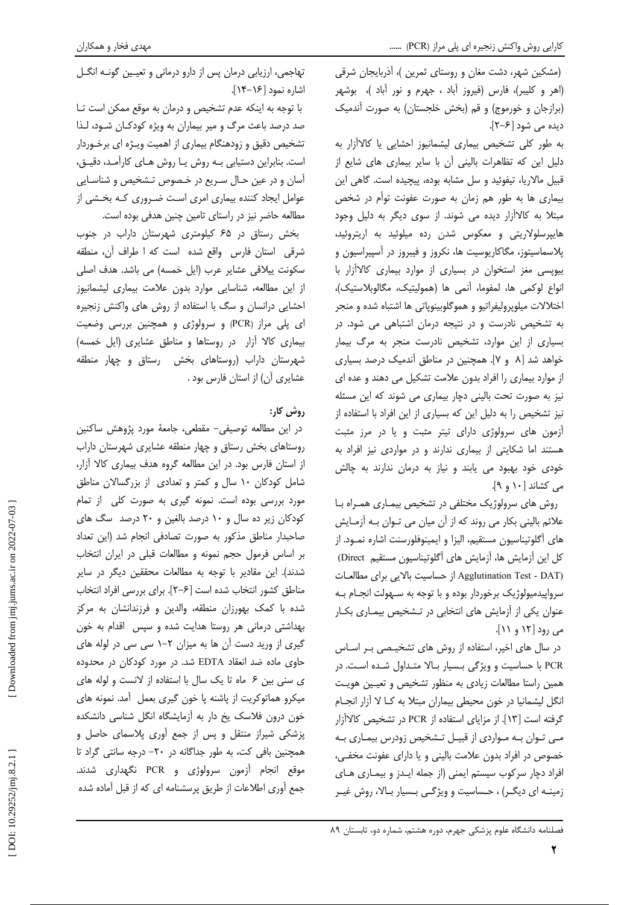(مشکین شهر، دشت مغان و روستای ثمرین)، آذربایجان شرقی (اهر و کلیبر)، فارس (فیروز آباد ، جهرم و نور آباد )، بوشهر (برازجان و خورموج) و قم (بخش خلجستان) به صورت آندمیک دیده می شود [۶-۲].

به طور کلی تشخیص بیماری لیشمانیوز احشایی یا کالاآزار به دلیل این که تظاهرات بالینی آن با سایر بیماری های شایع از قبیل مالاریا، تیفوئید و سل مشابه بوده، پیچیده است. گاهی این بیماری ها به طور هم زمان به صورت عفونت توأم در شخص مبتلا به کالاآزار دیده می شوند. از سوی دیگر به دلیل وجود هایپرسلولاریتی و معکوس شدن رده میلوئید به اریتروئید، پلاسماسیتوز، مگاکاریوسیت ها، نکروز و فیبروز در آسپیراسیون و بیوپسی مغز استخوان در بسیاری از موارد بیماری کالاآزار با انواع لوکمی ها، لمفوما، آنمی ها (همولیتیک، مگالوبلاستیک)، اختلالات میلوپرولیفراتیو و هموگلوبینوپاتی ها اشتباه شده و منجر به تشخیص نادرست و در نتیجه درمان اشتباهی می شود. در بسیاری از این موارد، تشخیص نادرست منجر به مرگ بیمار خواهد شد [۸ و ۷]. همچنین در مناطق آندمیک درصد بسیاری از موارد بیماری را افراد بدون علامت تشکیل می دهند و عده ای نیز به صورت تحت بالینی دچار بیماری می شوند که این مسئله نیز تشخیص را به دلیل این که بسیاری از این افراد با استفاده از آزمون های سرولوژی دارای تیتر مثبت و یا در مرز مثبت هستند اما شکایتی از بیماری ندارند و در مواردی نیز افراد به خودی خود بهبود می یابند و نیاز به درمان ندارند به چالش می کشاند [۱۰ و ۹].

روش های سرولوژیک مختلفی در تشخیص بیماری همراه با علائم بالینی بکار می روند که از آن میان می توان به آزمایش های آگلوتیناسیون مستقیم، الیزا و ایمنوفلورسنت اشاره نمود. از کل این آزمایش ها، آزمایش های آگلوتیناسیون مستقیم (Direct Agglutination Test - DAT) از حساسیت بالایی برای مطالعات سرواپیدمیولوژیک برخوردار بوده و با توجه به سهولت انجام به عنوان یکی از آزمایش های انتخابی در تشخیص بیماری بکار می رود [۱۲ و ۱۱].

در سال های اخیر، استفاده از روش های تشخیصی بر اساس PCR با حساسیت و ویژگی بسیار بالا متداول شده است. در همین راستا مطالعات زیادی به منظور تشخیص و تعیین هویت انگل لیشمانیا در خون محیطی بیماران مبتلا به کا لا آزار انجام گرفته است [۱۳]. از مزایای استفاده از PCR در تشخیص کالاآزار می توان به مواردی از قبیل تشخیص زودرس بیماری به خصوص در افراد بدون علامت بالینی و یا دارای عفونت مخفی، افراد دچار سرکوب سیستم ایمنی (از جمله ایدز و بیماری های زمینه ای دیگر) ، حساسیت و ویژگی بسیار بالا، روش غیر تهاجمی، ارزیابی درمان پس از دارو درمانی و تعیین گونه انگل اشاره نمود [۱۶-۱۴].

با توجه به اینکه عدم تشخیص و درمان به موقع ممکن است تا صد درصد باعث مرگ و میر بیماران به ویژه کودکان شود، لذا تشخیص دقیق و زودهنگام بیماری از اهمیت ویژه ای برخوردار است. بنابراین دستیابی به روش یا روش های کارآمد، دقیق، آسان و در عین حال سریع در خصوص تشخیص و شناسایی عوامل ایجاد کننده بیماری امری است ضروری که بخشی از مطالعه حاضر نیز در راستای تامین چنین هدفی بوده است.

بخش رستاق در ۶۵ کیلومتری شهرستان داراب در جنوب شرقی استان فارس واقع شده است که ا طراف آن، منطقه سکونت ییلاقی عشایر عرب (ایل خمسه) می باشد. هدف اصلی از این مطالعه، شناسایی موارد بدون علامت بیماری لیشمانیوز احشایی درانسان و سگ با استفاده از روش های واکنش زنجیره ای پلی مراز (PCR) و سرولوژی و همچنین بررسی وضعیت بیماری کالا آزار در روستاها و مناطق عشایری (ایل خمسه) شهرستان داراب (روستاهای بخش رستاق و چهار منطقه عشایری آن) از استان فارس بود .

## روش کار:

در این مطالعه توصیفی- مقطعی، جامعهٔ مورد پژوهش ساکنین روستاهای بخش رستاق و چهار منطقه عشایری شهرستان داراب از استان فارس بود. در این مطالعه گروه هدف بیماری کالا آزار، شامل کودکان ۱۰ سال و کمتر و تعدادی از بزرگسالان مناطق مورد بررسی بوده است. نمونه گیری به صورت کلی از تمام کودکان زیر ده سال و ۱۰ درصد بالغین و ۲۰ درصد سگ های صاحبدار مناطق مذکور به صورت تصادفی انجام شد (این تعداد بر اساس فرمول حجم نمونه و مطالعات قبلی در ایران انتخاب شدند). این مقادیر با توجه به مطالعات محققین دیگر در سایر مناطق کشور انتخاب شده است [۶-۲]. برای بررسی افراد انتخاب شده با کمک بهورزان منطقه، والدین و فرزندانشان به مرکز بهداشتی درمانی هر روستا هدایت شده و سپس اقدام به خون گیری از ورید دست آن ها به میزان ۲-۱ سی سی در لوله های حاوی ماده ضد انعقاد EDTA شد. در مورد کودکان در محدوده ی سنی بین ۶ ماه تا یک سال با استفاده از لانست و لوله های میکرو هماتوکریت از پاشنه پا خون گیری بعمل آمد. نمونه های خون درون فلاسک یخ دار به آزمایشگاه انگل شناسی دانشکده پزشکی شیراز منتقل و پس از جمع آوری پلاسمای حاصل و همچنین بافی کت، به طور جداگانه در ۲۰- درجه سانتی گراد تا موقع انجام آزمون سرولوژی و PCR نگهداری شدند. جمع آوری اطلاعات از طریق پرسشنامه ای که از قبل آماده شده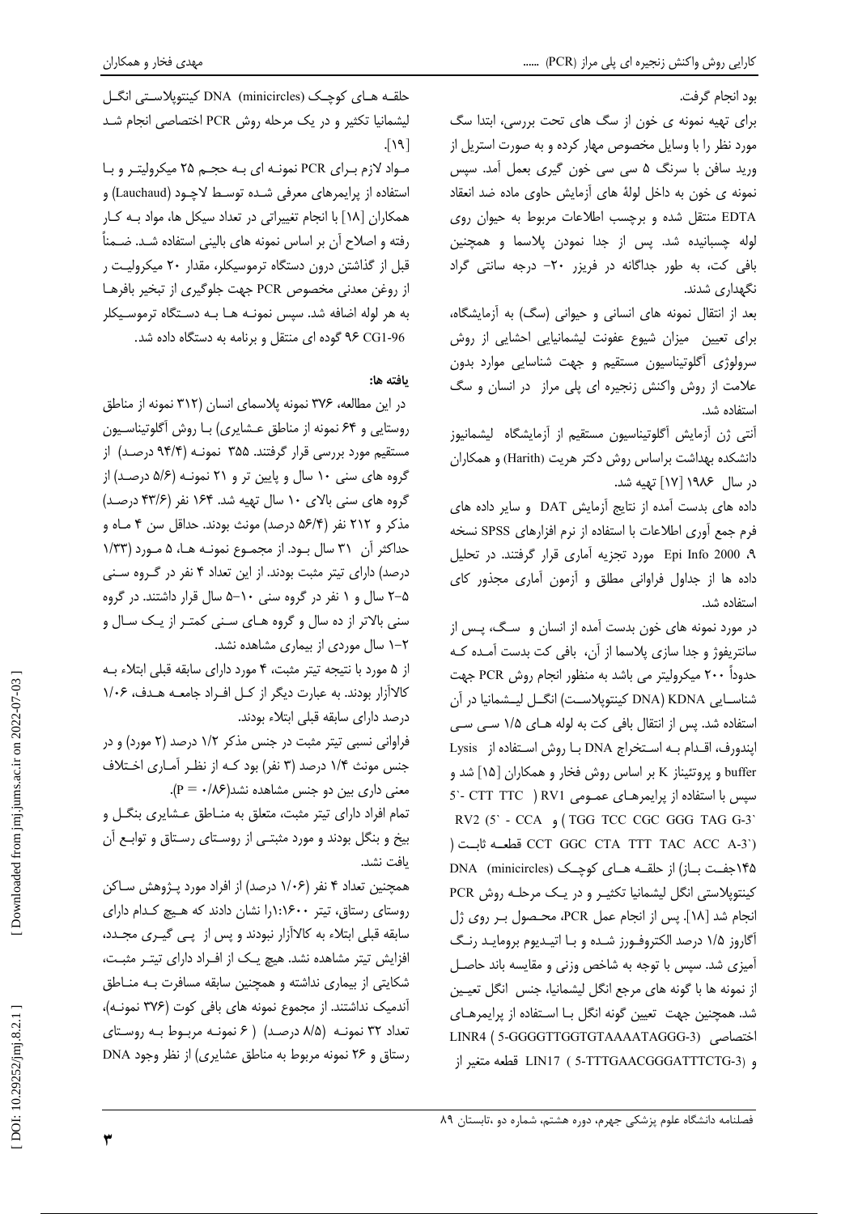بود انجام گرفت.

برای تهیه نمونه ی خون از سگ های تحت بررسی، ابتدا سگ مورد نظر را با وسایل مخصوص مهار کرده و به صورت استریل از ورید سافن با سرنگ ۵ سی سی خون گیری بعمل آمد. سپس نمونه ی خون به داخل لولهٔ های آزمایش حاوی ماده ضد انعقاد EDTA منتقل شده و برچسب اطلاعات مربوط به حیوان روی لوله چسبانیده شد. پس از جدا نمودن پلاسما و همچنین بافی کت، به طور جداگانه در فریزر ۲۰- درجه سانتی گراد نگهداری شدند.

بعد از انتقال نمونه های انسانی و حیوانی (سگ) به آزمایشگاه، برای تعیین میزان شیوع عفونت لیشمانیایی احشایی از روش سرولوژی آگلوتیناسیون مستقیم و جهت شناسایی موارد بدون علامت از روش واکنش زنجیره ای پلی مراز در انسان و سگ استفاده شد.

آنتی ژن آزمایش آگلوتیناسیون مستقیم از آزمایشگاه لیشمانیوز دانشکده بهداشت براساس روش دکتر هریت (Harith) و همکاران در سال ۱۹۸۶ [۱۷] تهیه شد.

داده های بدست آمده از نتایج آزمایش DAT و سایر داده های فرم جمع آوری اطلاعات با استفاده از نرم افزارهای SPSS نسخه ۹، Epi Info 2000 مورد تجزیه آماری قرار گرفتند. در تحلیل داده ها از جداول فراوانی مطلق و آزمون آماری مجذور کای استفاده شد.

در مورد نمونه های خون بدست آمده از انسان و سگ، پس از سانتریفوژ و جدا سازی پلاسما از آن، بافی کت بدست آمده که حدوداً ۲۰۰ میکرولیتر می باشد به منظور انجام روش PCR جهت شناسایی KDNA (DNA کینتوپلاست) انگل لیشمانیا در آن استفاده شد. پس از انتقال بافی کت به لوله های ۱/۵ سی سی اپندورف، اقدام به استخراج DNA با روش استفاده از Lysis buffer و پروتئیناز K بر اساس روش فخار و همکاران [۱۵] شد و سپس با استفاده از پرایمرهای عمومی RV1 ( 5`- CTT TTC TGG TCC CGC GGG TAG G-3`) و RV2 (5` - CCA CCT GGC CTA TTT TAC ACC A-3`) قطعه ثابت (۱۴۵جفت باز) از حلقه های کوچک (minicircles) DNA کینتوپلاستی انگل لیشمانیا تکثیر و در یک مرحله روش PCR انجام شد [۱۸]. پس از انجام عمل PCR، محصول بر روی ژل آگاروز ۱/۵ درصد الکتروفورز شده و با اتیدیوم بروماید رنگ آمیزی شد. سپس با توجه به شاخص وزنی و مقایسه باند حاصل از نمونه ها با گونه های مرجع انگل لیشمانیا، جنس انگل تعیین شد. همچنین جهت تعیین گونه انگل با استفاده از پرایمرهای اختصاصی LINR4 ( 5-GGGGTTGGTGTAAAATAGGG-3) و LIN17 ( 5-TTTGAACGGGATTTCTG-3) قطعه متغیر از حلقه های کوچک (minicircles) DNA کینتوپلاستی انگل لیشمانیا تکثیر و در یک مرحله روش PCR اختصاصی انجام شد [۱۹].

مواد لازم برای PCR نمونه ای به حجم ۲۵ میکرولیتر و با استفاده از پرایمرهای معرفی شده توسط لاچود (Lauchaud) و همکاران [۱۸] با انجام تغییراتی در تعداد سیکل ها، مواد به کار رفته و اصلاح آن بر اساس نمونه های بالینی استفاده شد. ضمناً قبل از گذاشتن درون دستگاه ترموسیکلر، مقدار ۲۰ میکرولیت ر از روغن معدنی مخصوص PCR جهت جلوگیری از تبخیر بافرها به هر لوله اضافه شد. سپس نمونه ها به دستگاه ترموسیکلر CG1-96 ۹۶ گوده ای منتقل و برنامه به دستگاه داده شد.

## یافته ها:

در این مطالعه، ۳۷۶ نمونه پلاسمای انسان (۳۱۲ نمونه از مناطق روستایی و ۶۴ نمونه از مناطق عشایری) با روش آگلوتیناسیون مستقیم مورد بررسی قرار گرفتند. ۳۵۵ نمونه (۹۴/۴ درصد) از گروه های سنی ۱۰ سال و پایین تر و ۲۱ نمونه (۵/۶ درصد) از گروه های سنی بالای ۱۰ سال تهیه شد. ۱۶۴ نفر (۴۳/۶ درصد) مذکر و ۲۱۲ نفر (۵۶/۴ درصد) مونث بودند. حداقل سن ۴ ماه و حداکثر آن ۳۱ سال بود. از مجموع نمونه ها، ۵ مورد (۱/۳۳ درصد) دارای تیتر مثبت بودند. از این تعداد ۴ نفر در گروه سنی ۵-۲ سال و ۱ نفر در گروه سنی ۱۰-۵ سال قرار داشتند. در گروه سنی بالاتر از ده سال و گروه های سنی کمتر از یک سال و ۲-۱ سال موردی از بیماری مشاهده نشد.

از ۵ مورد با نتیجه تیتر مثبت، ۴ مورد دارای سابقه قبلی ابتلاء به کالاآزار بودند. به عبارت دیگر از کل افراد جامعه هدف، ۱/۰۶ درصد دارای سابقه قبلی ابتلاء بودند.

فراوانی نسبی تیتر مثبت در جنس مذکر ۱/۲ درصد (۲ مورد) و در جنس مونث ۱/۴ درصد (۳ نفر) بود که از نظر آماری اختلاف معنی داری بین دو جنس مشاهده نشد($P = ۰/۸۶$).

تمام افراد دارای تیتر مثبت، متعلق به مناطق عشایری بنگل و بیخ و بنگل بودند و مورد مثبتی از روستای رستاق و توابع آن یافت نشد.

همچنین تعداد ۴ نفر (۱/۰۶ درصد) از افراد مورد پژوهش ساکن روستای رستاق، تیتر ۱:۱۶۰۰را نشان دادند که هیچ کدام دارای سابقه قبلی ابتلاء به کالاآزار نبودند و پس از پی گیری مجدد، افزایش تیتر مشاهده نشد. هیچ یک از افراد دارای تیتر مثبت، شکایتی از بیماری نداشته و همچنین سابقه مسافرت به مناطق آندمیک نداشتند. از مجموع نمونه های بافی کوت (۳۷۶ نمونه)، تعداد ۳۲ نمونه (۸/۵ درصد) ( ۶ نمونه مربوط به روستای رستاق و ۲۶ نمونه مربوط به مناطق عشایری) از نظر وجود DNA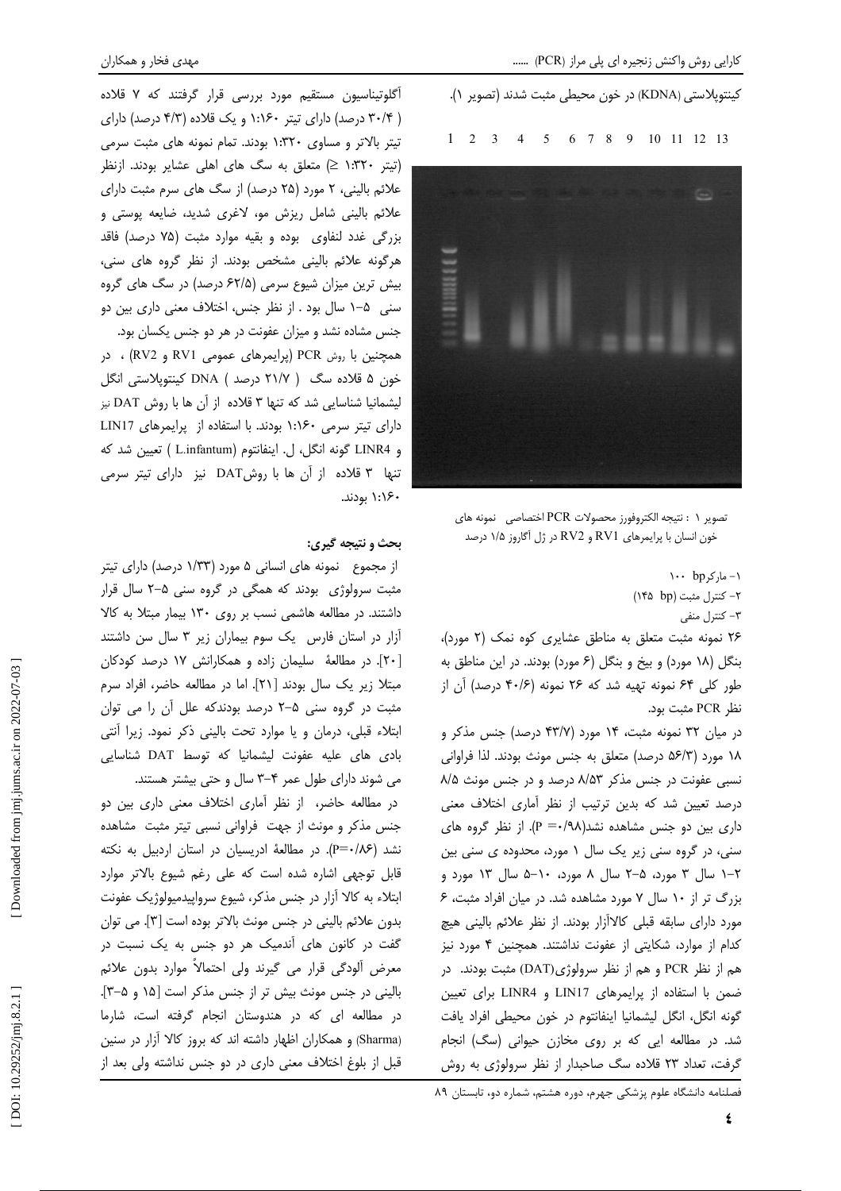کینتوپلاستی (KDNA) در خون محیطی مثبت شدند (تصویر ۱).

1 2 3 4 5 6 7 8 9 10 11 12 13

تصویر ۱ : نتیجه الکتروفورز محصولات PCR اختصاصی نمونه های خون انسان با پرایمرهای RV1 و RV2 در ژل آگاروز ۱/۵ درصد

۱- مارکر۱۰۰ bp

۲- کنترل مثبت (۱۴۵ bp)

۳- کنترل منفی

۲۶ نمونه مثبت متعلق به مناطق عشایری کوه نمک (۲ مورد)، بنگل (۱۸ مورد) و بیخ و بنگل (۶ مورد) بودند. در این مناطق به طور کلی ۶۴ نمونه تهیه شد که ۲۶ نمونه (۴۰/۶ درصد) آن از نظر PCR مثبت بود.

در میان ۳۲ نمونه مثبت، ۱۴ مورد (۴۳/۷ درصد) جنس مذکر و ۱۸ مورد (۵۶/۳ درصد) متعلق به جنس مونث بودند. لذا فراوانی نسبی عفونت در جنس مذکر ۸/۵۳ درصد و در جنس مونث ۸/۵ درصد تعیین شد که بدین ترتیب از نظر آماری اختلاف معنی داری بین دو جنس مشاهده نشد(P =۰/۹۸). از نظر گروه های سنی، در گروه سنی زیر یک سال ۱ مورد، محدوده ی سنی بین ۲-۱ سال ۳ مورد، ۵-۲ سال ۸ مورد، ۱۰-۵ سال ۱۳ مورد و بزرگ تر از ۱۰ سال ۷ مورد مشاهده شد. در میان افراد مثبت، ۶ مورد دارای سابقه قبلی کالاآزار بودند. از نظر علائم بالینی هیچ کدام از موارد، شکایتی از عفونت نداشتند. همچنین ۴ مورد نیز هم از نظر PCR و هم از نظر سرولوژی(DAT) مثبت بودند. در ضمن با استفاده از پرایمرهای LIN17 و LINR4 برای تعیین گونه انگل، انگل لیشمانیا اینفانتوم در خون محیطی افراد یافت شد. در مطالعه ایی که بر روی مخازن حیوانی (سگ) انجام گرفت، تعداد ۲۳ قلاده سگ صاحبدار از نظر سرولوژی به روش آگلوتیناسیون مستقیم مورد بررسی قرار گرفتند که ۷ قلاده (۳۰/۴ درصد) دارای تیتر ۱:۱۶۰ و یک قلاده (۴/۳ درصد) دارای تیتر بالاتر و مساوی ۱:۳۲۰ بودند. تمام نمونه های مثبت سرمی (تیتر ۱:۳۲۰ ≤) متعلق به سگ های اهلی عشایر بودند. ازنظر علائم بالینی، ۲ مورد (۲۵ درصد) از سگ های سرم مثبت دارای علائم بالینی شامل ریزش مو، لاغری شدید، ضایعه پوستی و بزرگی غدد لنفاوی بوده و بقیه موارد مثبت (۷۵ درصد) فاقد هرگونه علائم بالینی مشخص بودند. از نظر گروه های سنی، بیش ترین میزان شیوع سرمی (۶۲/۵ درصد) در سگ های گروه سنی ۵-۱ سال بود . از نظر جنس، اختلاف معنی داری بین دو جنس مشاهده نشد و میزان عفونت در هر دو جنس یکسان بود.

همچنین با روش PCR (پرایمرهای عمومی RV1 و RV2) ، در خون ۵ قلاده سگ ( ۲۱/۷ درصد ) DNA کینتوپلاستی انگل لیشمانیا شناسایی شد که تنها ۳ قلاده از آن ها با روش DAT نیز دارای تیتر سرمی ۱:۱۶۰ بودند. با استفاده از پرایمرهای LIN17 و LINR4 گونه انگل، ل. اینفانتوم (L.infantum ) تعیین شد که تنها ۳ قلاده از آن ها با روشDAT نیز دارای تیتر سرمی ۱:۱۶۰ بودند.

## بحث و نتیجه گیری:

از مجموع نمونه های انسانی ۵ مورد (۱/۳۳ درصد) دارای تیتر مثبت سرولوژی بودند که همگی در گروه سنی ۵-۲ سال قرار داشتند. در مطالعه هاشمی نسب بر روی ۱۳۰ بیمار مبتلا به کالا آزار در استان فارس یک سوم بیماران زیر ۳ سال سن داشتند [۲۰]. در مطالعهٔ سلیمان زاده و همکارانش ۱۷ درصد کودکان مبتلا زیر یک سال بودند [۲۱]. اما در مطالعه حاضر، افراد سرم مثبت در گروه سنی ۵-۲ درصد بودندکه علل آن را می توان ابتلاء قبلی، درمان و یا موارد تحت بالینی ذکر نمود. زیرا آنتی بادی های علیه عفونت لیشمانیا که توسط DAT شناسایی می شوند دارای طول عمر ۴-۳ سال و حتی بیشتر هستند.

در مطالعه حاضر، از نظر آماری اختلاف معنی داری بین دو جنس مذکر و مونث از جهت فراوانی نسبی تیتر مثبت مشاهده نشد (P=۰/۸۶). در مطالعهٔ ادریسیان در استان اردبیل به نکته قابل توجهی اشاره شده است که علی رغم شیوع بالاتر موارد ابتلاء به کالا آزار در جنس مذکر، شیوع سرواپیدمیولوژیک عفونت بدون علائم بالینی در جنس مونث بالاتر بوده است [۳]. می توان گفت در کانون های آندمیک هر دو جنس به یک نسبت در معرض آلودگی قرار می گیرند ولی احتمالاً موارد بدون علائم بالینی در جنس مونث بیش تر از جنس مذکر است [۱۵ و ۵-۳]. در مطالعه ای که در هندوستان انجام گرفته است، شارما (Sharma) و همکاران اظهار داشته اند که بروز کالا آزار در سنین قبل از بلوغ اختلاف معنی داری در دو جنس نداشته ولی بعد از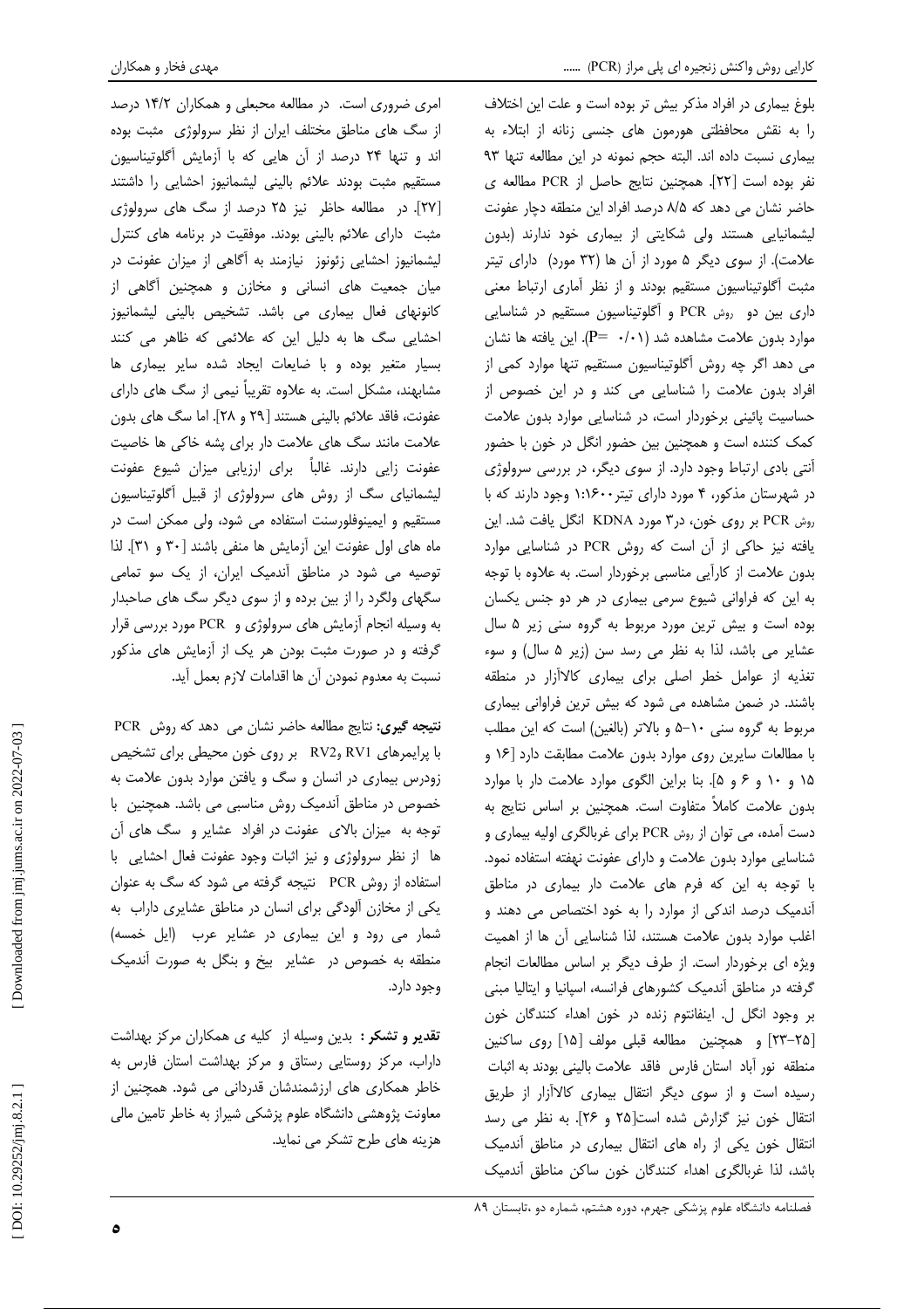بلوغ بیماری در افراد مذکر بیش تر بوده است و علت این اختلاف را به نقش محافظتی هورمون های جنسی زنانه از ابتلاء به بیماری نسبت داده اند. البته حجم نمونه در این مطالعه تنها ۹۳ نفر بوده است [۲۲]. همچنین نتایج حاصل از PCR مطالعه ی حاضر نشان می دهد که ۸/۵ درصد افراد این منطقه دچار عفونت لیشمانیایی هستند ولی شکایتی از بیماری خود ندارند (بدون علامت). از سوی دیگر ۵ مورد از آن ها (۳۲ مورد) دارای تیتر مثبت آگلوتیناسیون مستقیم بودند و از نظر آماری ارتباط معنی داری بین دو روش PCR و آگلوتیناسیون مستقیم در شناسایی موارد بدون علامت مشاهده شد (P= ۰/۰۱). این یافته ها نشان می دهد اگر چه روش آگلوتیناسیون مستقیم تنها موارد کمی از افراد بدون علامت را شناسایی می کند و در این خصوص از حساسیت پائینی برخوردار است، در شناسایی موارد بدون علامت کمک کننده است و همچنین بین حضور انگل در خون با حضور آنتی بادی ارتباط وجود دارد. از سوی دیگر، در بررسی سرولوژی در شهرستان مذکور، ۴ مورد دارای تیتر۱:۱۶۰۰ وجود دارند که با روش PCR بر روی خون، در۳ مورد KDNA انگل یافت شد. این یافته نیز حاکی از آن است که روش PCR در شناسایی موارد بدون علامت از کارآیی مناسبی برخوردار است. به علاوه با توجه به این که فراوانی شیوع سرمی بیماری در هر دو جنس یکسان بوده است و بیش ترین مورد مربوط به گروه سنی زیر ۵ سال عشایر می باشد، لذا به نظر می رسد سن (زیر ۵ سال) و سوء تغذیه از عوامل خطر اصلی برای بیماری کالاآزار در منطقه باشند. در ضمن مشاهده می شود که بیش ترین فراوانی بیماری مربوط به گروه سنی ۱۰-۵ و بالاتر (بالغین) است که این مطلب با مطالعات سایرین روی موارد بدون علامت مطابقت دارد [۱۶ و ۱۵ و ۱۰ و ۶ و ۵]. بنا براین الگوی موارد علامت دار با موارد بدون علامت کاملاً متفاوت است. همچنین بر اساس نتایج به دست آمده، می توان از روش PCR برای غربالگری اولیه بیماری و شناسایی موارد بدون علامت و دارای عفونت نهفته استفاده نمود. با توجه به این که فرم های علامت دار بیماری در مناطق آندمیک درصد اندکی از موارد را به خود اختصاص می دهند و اغلب موارد بدون علامت هستند، لذا شناسایی آن ها از اهمیت ویژه ای برخوردار است. از طرف دیگر بر اساس مطالعات انجام گرفته در مناطق آندمیک کشورهای فرانسه، اسپانیا و ایتالیا مبنی بر وجود انگل ل. اینفانتوم زنده در خون اهداء کنندگان خون [۲۵-۲۳] و همچنین مطالعه قبلی مولف [۱۵] روی ساکنین منطقه نور آباد استان فارس فاقد علامت بالینی بودند به اثبات رسیده است و از سوی دیگر انتقال بیماری کالاآزار از طریق انتقال خون نیز گزارش شده است[۲۵ و ۲۶]. به نظر می رسد انتقال خون یکی از راه های انتقال بیماری در مناطق آندمیک باشد، لذا غربالگری اهداء کنندگان خون ساکن مناطق آندمیک امری ضروری است. در مطالعه محبعلی و همکاران ۱۴/۲ درصد از سگ های مناطق مختلف ایران از نظر سرولوژی مثبت بوده اند و تنها ۲۴ درصد از آن هایی که با آزمایش آگلوتیناسیون مستقیم مثبت بودند علائم بالینی لیشمانیوز احشایی را داشتند [۲۷]. در مطالعه حاظر نیز ۲۵ درصد از سگ های سرولوژی مثبت دارای علائم بالینی بودند. موفقیت در برنامه های کنترل لیشمانیوز احشایی زئونوز نیازمند به آگاهی از میزان عفونت در میان جمعیت های انسانی و مخازن و همچنین آگاهی از کانونهای فعال بیماری می باشد. تشخیص بالینی لیشمانیوز احشایی سگ ها به دلیل این که علائمی که ظاهر می کنند بسیار متغیر بوده و با ضایعات ایجاد شده سایر بیماری ها مشابهند، مشکل است. به علاوه تقریباً نیمی از سگ های دارای عفونت، فاقد علائم بالینی هستند [۲۹ و ۲۸]. اما سگ های بدون علامت مانند سگ های علامت دار برای پشه خاکی ها خاصیت عفونت زایی دارند. غالباً برای ارزیابی میزان شیوع عفونت لیشمانیای سگ از روش های سرولوژی از قبیل آگلوتیناسیون مستقیم و ایمینوفلورسنت استفاده می شود، ولی ممکن است در ماه های اول عفونت این آزمایش ها منفی باشند [۳۰ و ۳۱]. لذا توصیه می شود در مناطق آندمیک ایران، از یک سو تمامی سگهای ولگرد را از بین برده و از سوی دیگر سگ های صاحبدار به وسیله انجام آزمایش های سرولوژی و PCR مورد بررسی قرار گرفته و در صورت مثبت بودن هر یک از آزمایش های مذکور نسبت به معدوم نمودن آن ها اقدامات لازم بعمل آید.

**نتیجه گیری:** نتایج مطالعه حاضر نشان می دهد که روش PCR با پرایمرهای RV1 وRV2 بر روی خون محیطی برای تشخیص زودرس بیماری در انسان و سگ و یافتن موارد بدون علامت به خصوص در مناطق آندمیک روش مناسبی می باشد. همچنین با توجه به میزان بالای عفونت در افراد عشایر و سگ های آن ها از نظر سرولوژی و نیز اثبات وجود عفونت فعال احشایی با استفاده از روش PCR نتیجه گرفته می شود که سگ به عنوان یکی از مخازن آلودگی برای انسان در مناطق عشایری داراب به شمار می رود و این بیماری در عشایر عرب (ایل خمسه) منطقه به خصوص در عشایر بیخ و بنگل به صورت آندمیک وجود دارد.

**تقدیر و تشکر :** بدین وسیله از کلیه ی همکاران مرکز بهداشت داراب، مرکز روستایی رستاق و مرکز بهداشت استان فارس به خاطر همکاری های ارزشمندشان قدردانی می شود. همچنین از معاونت پژوهشی دانشگاه علوم پزشکی شیراز به خاطر تامین مالی هزینه های طرح تشکر می نماید.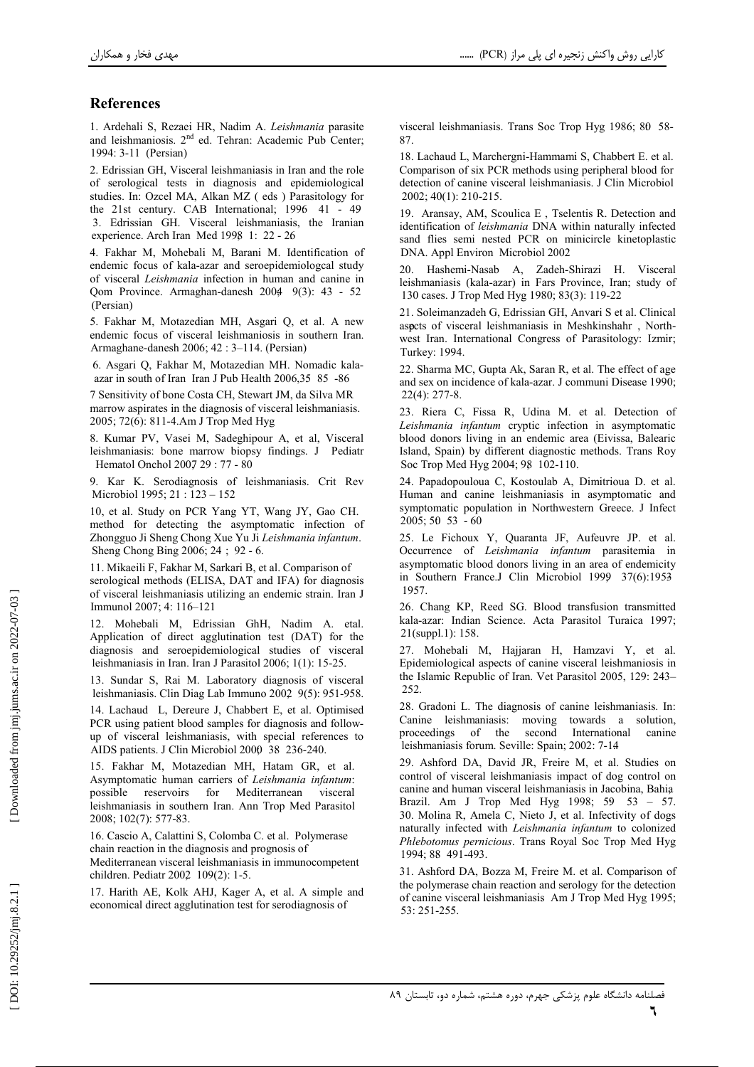## References

1. Ardehali S, Rezaei HR, Nadim A. *Leishmania* parasite and leishmaniosis. 2nd ed. Tehran: Academic Pub Center; 1994: 3-11 (Persian)

2. Edrissian GH, Visceral leishmaniasis in Iran and the role of serological tests in diagnosis and epidemiological studies. In: Ozcel MA, Alkan MZ ( eds ) Parasitology for the 21st century. CAB International; 1996 41 - 49

3. Edrissian GH. Visceral leishmaniasis, the Iranian experience. Arch Iran Med 1998 1: 22 - 26

4. Fakhar M, Mohebali M, Barani M. Identification of endemic focus of kala-azar and seroepidemiologcal study of visceral *Leishmania* infection in human and canine in Qom Province. Armaghan-danesh 2004 9(3): 43 - 52 (Persian)

5. Fakhar M, Motazedian MH, Asgari Q, et al. A new endemic focus of visceral leishmaniosis in southern Iran. Armaghane-danesh 2006; 42 : 3–114. (Persian)

6. Asgari Q, Fakhar M, Motazedian MH. Nomadic kala-azar in south of Iran Iran J Pub Health 2006,35 85 -86

7 Sensitivity of bone Costa CH, Stewart JM, da Silva MR marrow aspirates in the diagnosis of visceral leishmaniasis. 2005; 72(6): 811-4.Am J Trop Med Hyg

8. Kumar PV, Vasei M, Sadeghipour A, et al, Visceral leishmaniasis: bone marrow biopsy findings. J Pediatr Hematol Onchol 2007 29 : 77 - 80

9. Kar K. Serodiagnosis of leishmaniasis. Crit Rev Microbiol 1995; 21 : 123 – 152

10, et al. Study on PCR Yang YT, Wang JY, Gao CH. method for detecting the asymptomatic infection of Zhongguo Ji Sheng Chong Xue Yu Ji *Leishmania infantum*. Sheng Chong Bing 2006; 24 ; 92 - 6.

11. Mikaeili F, Fakhar M, Sarkari B, et al. Comparison of serological methods (ELISA, DAT and IFA) for diagnosis of visceral leishmaniasis utilizing an endemic strain. Iran J Immunol 2007; 4: 116–121

12. Mohebali M, Edrissian GhH, Nadim A. etal. Application of direct agglutination test (DAT) for the diagnosis and seroepidemiological studies of visceral leishmaniasis in Iran. Iran J Parasitol 2006; 1(1): 15-25.

13. Sundar S, Rai M. Laboratory diagnosis of visceral leishmaniasis. Clin Diag Lab Immuno 2002 9(5): 951-958.

14. Lachaud L, Dereure J, Chabbert E, et al. Optimised PCR using patient blood samples for diagnosis and follow-up of visceral leishmaniasis, with special references to AIDS patients. J Clin Microbiol 2000 38 236-240.

15. Fakhar M, Motazedian MH, Hatam GR, et al. Asymptomatic human carriers of *Leishmania infantum*: possible reservoirs for Mediterranean visceral leishmaniasis in southern Iran. Ann Trop Med Parasitol 2008; 102(7): 577-83.

16. Cascio A, Calattini S, Colomba C. et al. Polymerase chain reaction in the diagnosis and prognosis of Mediterranean visceral leishmaniasis in immunocompetent children. Pediatr 2002 109(2): 1-5.

17. Harith AE, Kolk AHJ, Kager A, et al. A simple and economical direct agglutination test for serodiagnosis of visceral leishmaniasis. Trans Soc Trop Hyg 1986; 80 58-87.

18. Lachaud L, Marchergni-Hammami S, Chabbert E. et al. Comparison of six PCR methods using peripheral blood for detection of canine visceral leishmaniasis. J Clin Microbiol 2002; 40(1): 210-215.

19. Aransay, AM, Scoulica E , Tselentis R. Detection and identification of *leishmania* DNA within naturally infected sand flies semi nested PCR on minicircle kinetoplastic DNA. Appl Environ Microbiol 2002

20. Hashemi-Nasab A, Zadeh-Shirazi H. Visceral leishmaniasis (kala-azar) in Fars Province, Iran; study of 130 cases. J Trop Med Hyg 1980; 83(3): 119-22

21. Soleimanzadeh G, Edrissian GH, Anvari S et al. Clinical aspects of visceral leishmaniasis in Meshkinshahr , North-west Iran. International Congress of Parasitology: Izmir; Turkey: 1994.

22. Sharma MC, Gupta Ak, Saran R, et al. The effect of age and sex on incidence of kala-azar. J communi Disease 1990; 22(4): 277-8.

23. Riera C, Fissa R, Udina M. et al. Detection of *Leishmania infantum* cryptic infection in asymptomatic blood donors living in an endemic area (Eivissa, Balearic Island, Spain) by different diagnostic methods. Trans Roy Soc Trop Med Hyg 2004; 98 102-110.

24. Papadopouloua C, Kostoulab A, Dimitrioua D. et al. Human and canine leishmaniasis in asymptomatic and symptomatic population in Northwestern Greece. J Infect 2005; 50 53 - 60

25. Le Fichoux Y, Quaranta JF, Aufeuvre JP. et al. Occurrence of *Leishmania infantum* parasitemia in asymptomatic blood donors living in an area of endemicity in Southern France.J Clin Microbiol 1999 37(6):1953 1957.

26. Chang KP, Reed SG. Blood transfusion transmitted kala-azar: Indian Science. Acta Parasitol Turaica 1997; 21(suppl.1): 158.

27. Mohebali M, Hajjaran H, Hamzavi Y, et al. Epidemiological aspects of canine visceral leishmaniosis in the Islamic Republic of Iran. Vet Parasitol 2005, 129: 243–252.

28. Gradoni L. The diagnosis of canine leishmaniasis. In: Canine leishmaniasis: moving towards a solution, proceedings of the second International canine leishmaniasis forum. Seville: Spain; 2002: 7-14

29. Ashford DA, David JR, Freire M, et al. Studies on control of visceral leishmaniasis impact of dog control on canine and human visceral leishmaniasis in Jacobina, Bahia, Brazil. Am J Trop Med Hyg 1998; 59 53 – 57.

30. Molina R, Amela C, Nieto J, et al. Infectivity of dogs naturally infected with *Leishmania infantum* to colonized *Phlebotomus pernicious*. Trans Royal Soc Trop Med Hyg 1994; 88 491-493.

31. Ashford DA, Bozza M, Freire M. et al. Comparison of the polymerase chain reaction and serology for the detection of canine visceral leishmaniasis Am J Trop Med Hyg 1995; 53: 251-255.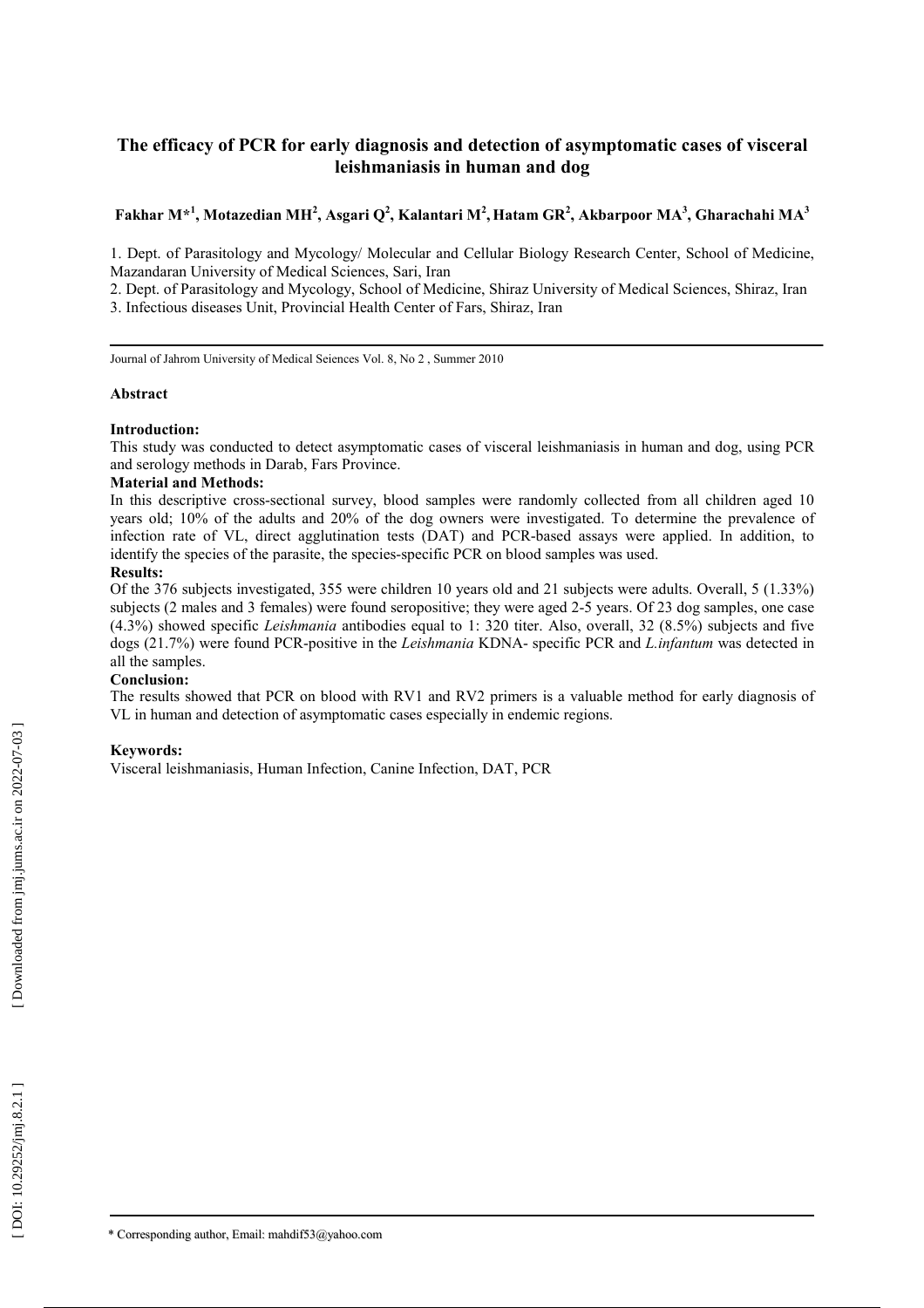# The efficacy of PCR for early diagnosis and detection of asymptomatic cases of visceral leishmaniasis in human and dog

**Fakhar M*[1], Motazedian MH[2], Asgari Q[2], Kalantari M[2], Hatam GR[2], Akbarpoor MA[3], Gharachahi MA[3]**

1. Dept. of Parasitology and Mycology/ Molecular and Cellular Biology Research Center, School of Medicine, Mazandaran University of Medical Sciences, Sari, Iran
2. Dept. of Parasitology and Mycology, School of Medicine, Shiraz University of Medical Sciences, Shiraz, Iran
3. Infectious diseases Unit, Provincial Health Center of Fars, Shiraz, Iran

Journal of Jahrom University of Medical Sciences Vol. 8, No 2 , Summer 2010

**Abstract**

**Introduction:**
This study was conducted to detect asymptomatic cases of visceral leishmaniasis in human and dog, using PCR and serology methods in Darab, Fars Province.

**Material and Methods:**
In this descriptive cross-sectional survey, blood samples were randomly collected from all children aged 10 years old; 10% of the adults and 20% of the dog owners were investigated. To determine the prevalence of infection rate of VL, direct agglutination tests (DAT) and PCR-based assays were applied. In addition, to identify the species of the parasite, the species-specific PCR on blood samples was used.

**Results:**
Of the 376 subjects investigated, 355 were children 10 years old and 21 subjects were adults. Overall, 5 (1.33%) subjects (2 males and 3 females) were found seropositive; they were aged 2-5 years. Of 23 dog samples, one case (4.3%) showed specific *Leishmania* antibodies equal to 1: 320 titer. Also, overall, 32 (8.5%) subjects and five dogs (21.7%) were found PCR-positive in the *Leishmania* KDNA- specific PCR and *L.infantum* was detected in all the samples.

**Conclusion:**
The results showed that PCR on blood with RV1 and RV2 primers is a valuable method for early diagnosis of VL in human and detection of asymptomatic cases especially in endemic regions.

**Keywords:**
Visceral leishmaniasis, Human Infection, Canine Infection, DAT, PCR

* Corresponding author, Email: mahdif53@yahoo.com